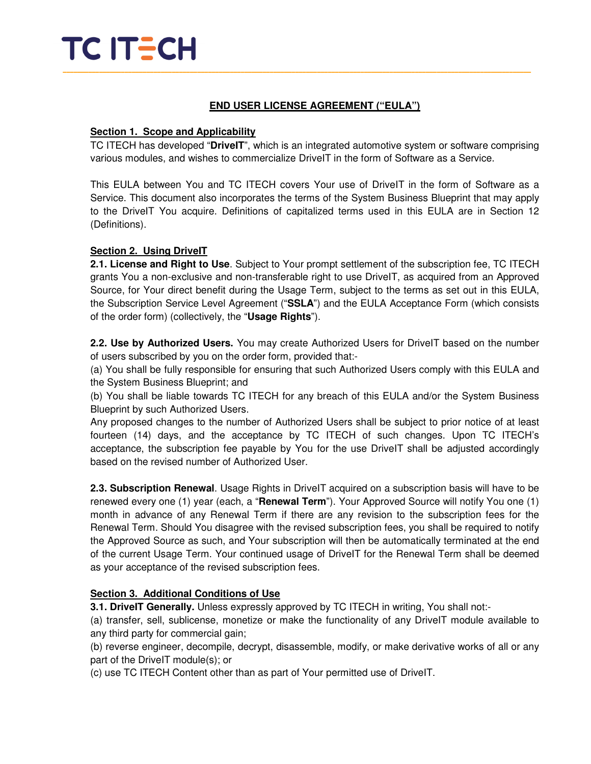# END USER LICENSE AGREEMENT ("EULA")

## Section 1. Scope and Applicability

TC ITECH has developed "**DriveIT**", which is an integrated automotive system or software comprising various modules, and wishes to commercialize DriveIT in the form of Software as a Service.

This EULA between You and TC ITECH covers Your use of DriveIT in the form of Software as a Service. This document also incorporates the terms of the System Business Blueprint that may apply to the DriveIT You acquire. Definitions of capitalized terms used in this EULA are in Section 12 (Definitions).

## Section 2. Using DriveIT

**2.1. License and Right to Use**. Subject to Your prompt settlement of the subscription fee, TC ITECH grants You a non-exclusive and non-transferable right to use DriveIT, as acquired from an Approved Source, for Your direct benefit during the Usage Term, subject to the terms as set out in this EULA, the Subscription Service Level Agreement ("**SSLA**") and the EULA Acceptance Form (which consists of the order form) (collectively, the "**Usage Rights**").

**2.2. Use by Authorized Users.** You may create Authorized Users for DriveIT based on the number of users subscribed by you on the order form, provided that:-

(a) You shall be fully responsible for ensuring that such Authorized Users comply with this EULA and the System Business Blueprint; and

(b) You shall be liable towards TC ITECH for any breach of this EULA and/or the System Business Blueprint by such Authorized Users.

Any proposed changes to the number of Authorized Users shall be subject to prior notice of at least fourteen (14) days, and the acceptance by TC ITECH of such changes. Upon TC ITECH's acceptance, the subscription fee payable by You for the use DriveIT shall be adjusted accordingly based on the revised number of Authorized User.

**2.3. Subscription Renewal**. Usage Rights in DriveIT acquired on a subscription basis will have to be renewed every one (1) year (each, a "**Renewal Term**"). Your Approved Source will notify You one (1) month in advance of any Renewal Term if there are any revision to the subscription fees for the Renewal Term. Should You disagree with the revised subscription fees, you shall be required to notify the Approved Source as such, and Your subscription will then be automatically terminated at the end of the current Usage Term. Your continued usage of DriveIT for the Renewal Term shall be deemed as your acceptance of the revised subscription fees.

## Section 3. Additional Conditions of Use

**3.1. DriveIT Generally.** Unless expressly approved by TC ITECH in writing, You shall not:-

(a) transfer, sell, sublicense, monetize or make the functionality of any DriveIT module available to any third party for commercial gain;

(b) reverse engineer, decompile, decrypt, disassemble, modify, or make derivative works of all or any part of the DriveIT module(s); or

(c) use TC ITECH Content other than as part of Your permitted use of DriveIT.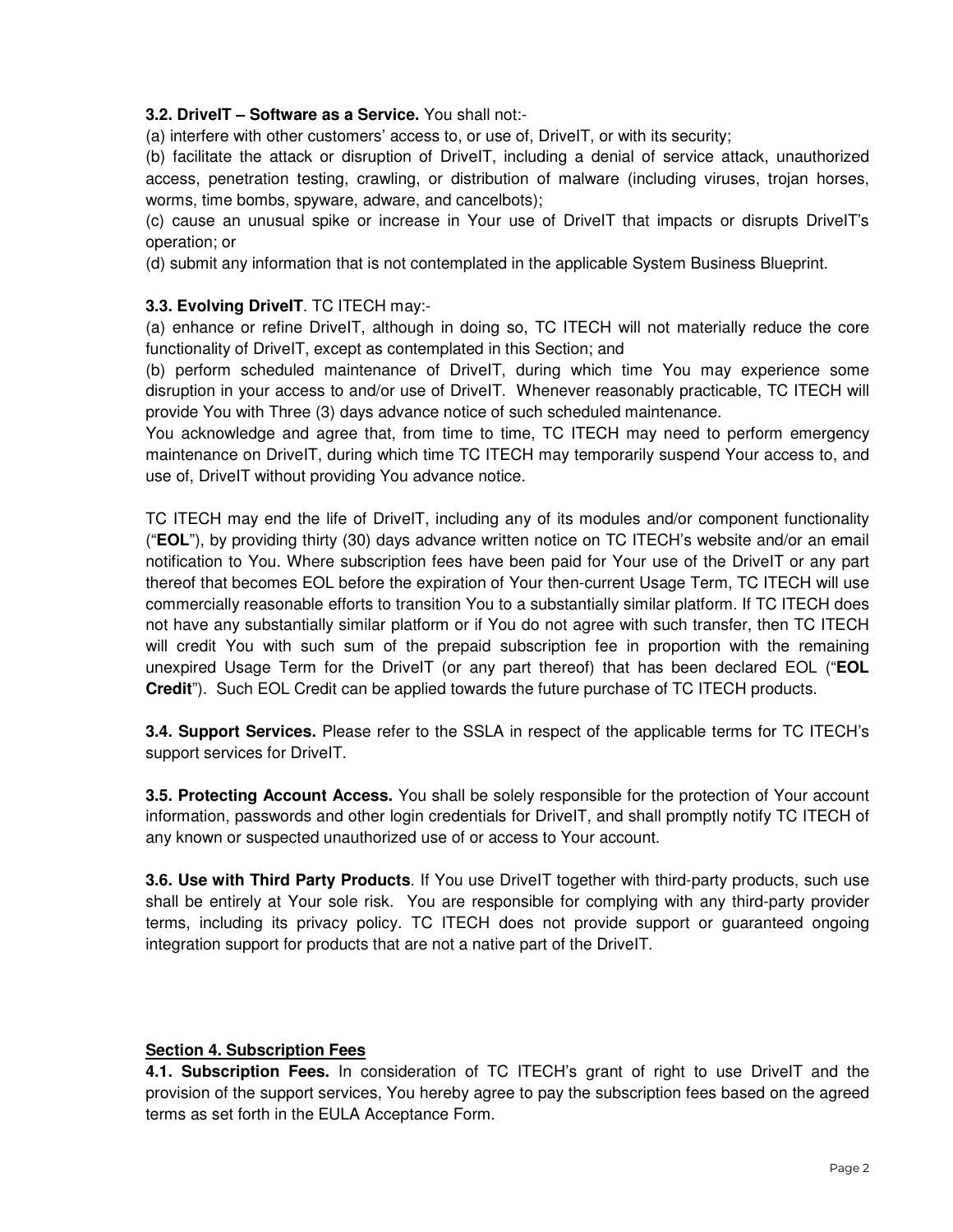**3.2. DriveIT – Software as a Service.** You shall not:-

(a) interfere with other customers' access to, or use of, DriveIT, or with its security;

(b) facilitate the attack or disruption of DriveIT, including a denial of service attack, unauthorized access, penetration testing, crawling, or distribution of malware (including viruses, trojan horses, worms, time bombs, spyware, adware, and cancelbots);

(c) cause an unusual spike or increase in Your use of DriveIT that impacts or disrupts DriveIT's operation; or

(d) submit any information that is not contemplated in the applicable System Business Blueprint.

**3.3. Evolving DriveIT**. TC ITECH may:-

(a) enhance or refine DriveIT, although in doing so, TC ITECH will not materially reduce the core functionality of DriveIT, except as contemplated in this Section; and

(b) perform scheduled maintenance of DriveIT, during which time You may experience some disruption in your access to and/or use of DriveIT. Whenever reasonably practicable, TC ITECH will provide You with Three (3) days advance notice of such scheduled maintenance.

You acknowledge and agree that, from time to time, TC ITECH may need to perform emergency maintenance on DriveIT, during which time TC ITECH may temporarily suspend Your access to, and use of, DriveIT without providing You advance notice.

TC ITECH may end the life of DriveIT, including any of its modules and/or component functionality ("**EOL**"), by providing thirty (30) days advance written notice on TC ITECH's website and/or an email notification to You. Where subscription fees have been paid for Your use of the DriveIT or any part thereof that becomes EOL before the expiration of Your then-current Usage Term, TC ITECH will use commercially reasonable efforts to transition You to a substantially similar platform. If TC ITECH does not have any substantially similar platform or if You do not agree with such transfer, then TC ITECH will credit You with such sum of the prepaid subscription fee in proportion with the remaining unexpired Usage Term for the DriveIT (or any part thereof) that has been declared EOL ("**EOL Credit**"). Such EOL Credit can be applied towards the future purchase of TC ITECH products.

**3.4. Support Services.** Please refer to the SSLA in respect of the applicable terms for TC ITECH's support services for DriveIT.

**3.5. Protecting Account Access.** You shall be solely responsible for the protection of Your account information, passwords and other login credentials for DriveIT, and shall promptly notify TC ITECH of any known or suspected unauthorized use of or access to Your account.

**3.6. Use with Third Party Products**. If You use DriveIT together with third-party products, such use shall be entirely at Your sole risk. You are responsible for complying with any third-party provider terms, including its privacy policy. TC ITECH does not provide support or guaranteed ongoing integration support for products that are not a native part of the DriveIT.

## Section 4. Subscription Fees

**4.1. Subscription Fees.** In consideration of TC ITECH's grant of right to use DriveIT and the provision of the support services, You hereby agree to pay the subscription fees based on the agreed terms as set forth in the EULA Acceptance Form.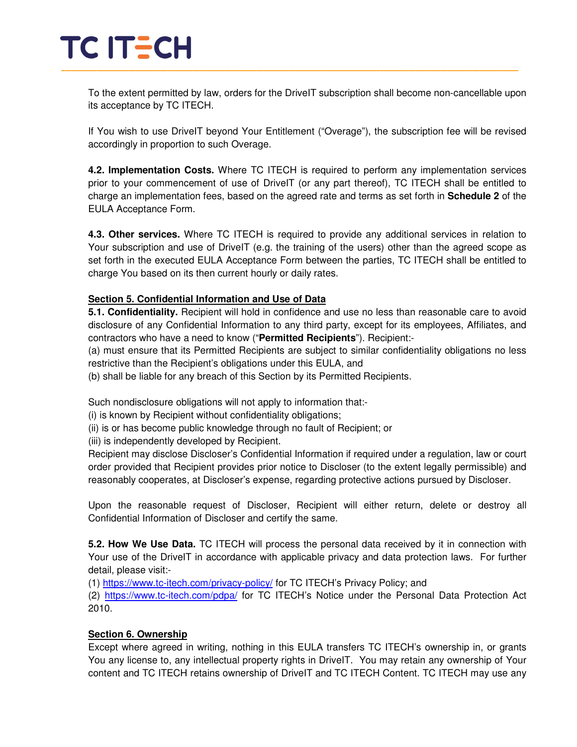To the extent permitted by law, orders for the DriveIT subscription shall become non-cancellable upon its acceptance by TC ITECH.

If You wish to use DriveIT beyond Your Entitlement ("Overage"), the subscription fee will be revised accordingly in proportion to such Overage.

**4.2. Implementation Costs.** Where TC ITECH is required to perform any implementation services prior to your commencement of use of DriveIT (or any part thereof), TC ITECH shall be entitled to charge an implementation fees, based on the agreed rate and terms as set forth in **Schedule 2** of the EULA Acceptance Form.

**4.3. Other services.** Where TC ITECH is required to provide any additional services in relation to Your subscription and use of DriveIT (e.g. the training of the users) other than the agreed scope as set forth in the executed EULA Acceptance Form between the parties, TC ITECH shall be entitled to charge You based on its then current hourly or daily rates.

**<u>Section 5. Confidential Information and Use of Data</u>**

**5.1. Confidentiality.** Recipient will hold in confidence and use no less than reasonable care to avoid disclosure of any Confidential Information to any third party, except for its employees, Affiliates, and contractors who have a need to know ("**Permitted Recipients**"). Recipient:-

(a) must ensure that its Permitted Recipients are subject to similar confidentiality obligations no less restrictive than the Recipient's obligations under this EULA, and

(b) shall be liable for any breach of this Section by its Permitted Recipients.

Such nondisclosure obligations will not apply to information that:-

(i) is known by Recipient without confidentiality obligations;

(ii) is or has become public knowledge through no fault of Recipient; or

(iii) is independently developed by Recipient.

Recipient may disclose Discloser's Confidential Information if required under a regulation, law or court order provided that Recipient provides prior notice to Discloser (to the extent legally permissible) and reasonably cooperates, at Discloser's expense, regarding protective actions pursued by Discloser.

Upon the reasonable request of Discloser, Recipient will either return, delete or destroy all Confidential Information of Discloser and certify the same.

**5.2. How We Use Data.** TC ITECH will process the personal data received by it in connection with Your use of the DriveIT in accordance with applicable privacy and data protection laws. For further detail, please visit:-

(1) https://www.tc-itech.com/privacy-policy/ for TC ITECH's Privacy Policy; and

(2) https://www.tc-itech.com/pdpa/ for TC ITECH's Notice under the Personal Data Protection Act 2010.

**<u>Section 6. Ownership</u>**

Except where agreed in writing, nothing in this EULA transfers TC ITECH's ownership in, or grants You any license to, any intellectual property rights in DriveIT. You may retain any ownership of Your content and TC ITECH retains ownership of DriveIT and TC ITECH Content. TC ITECH may use any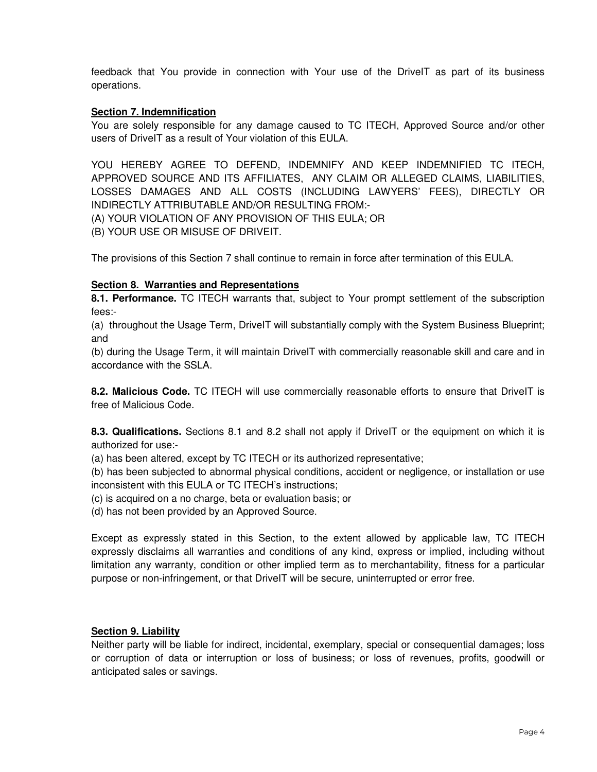feedback that You provide in connection with Your use of the DriveIT as part of its business operations.

**Section 7. Indemnification**

You are solely responsible for any damage caused to TC ITECH, Approved Source and/or other users of DriveIT as a result of Your violation of this EULA.

YOU HEREBY AGREE TO DEFEND, INDEMNIFY AND KEEP INDEMNIFIED TC ITECH, APPROVED SOURCE AND ITS AFFILIATES, ANY CLAIM OR ALLEGED CLAIMS, LIABILITIES, LOSSES DAMAGES AND ALL COSTS (INCLUDING LAWYERS' FEES), DIRECTLY OR INDIRECTLY ATTRIBUTABLE AND/OR RESULTING FROM:-
(A) YOUR VIOLATION OF ANY PROVISION OF THIS EULA; OR
(B) YOUR USE OR MISUSE OF DRIVEIT.

The provisions of this Section 7 shall continue to remain in force after termination of this EULA.

**Section 8. Warranties and Representations**

**8.1. Performance.** TC ITECH warrants that, subject to Your prompt settlement of the subscription fees:-
(a) throughout the Usage Term, DriveIT will substantially comply with the System Business Blueprint; and
(b) during the Usage Term, it will maintain DriveIT with commercially reasonable skill and care and in accordance with the SSLA.

**8.2. Malicious Code.** TC ITECH will use commercially reasonable efforts to ensure that DriveIT is free of Malicious Code.

**8.3. Qualifications.** Sections 8.1 and 8.2 shall not apply if DriveIT or the equipment on which it is authorized for use:-
(a) has been altered, except by TC ITECH or its authorized representative;
(b) has been subjected to abnormal physical conditions, accident or negligence, or installation or use inconsistent with this EULA or TC ITECH's instructions;
(c) is acquired on a no charge, beta or evaluation basis; or
(d) has not been provided by an Approved Source.

Except as expressly stated in this Section, to the extent allowed by applicable law, TC ITECH expressly disclaims all warranties and conditions of any kind, express or implied, including without limitation any warranty, condition or other implied term as to merchantability, fitness for a particular purpose or non-infringement, or that DriveIT will be secure, uninterrupted or error free.

**Section 9. Liability**

Neither party will be liable for indirect, incidental, exemplary, special or consequential damages; loss or corruption of data or interruption or loss of business; or loss of revenues, profits, goodwill or anticipated sales or savings.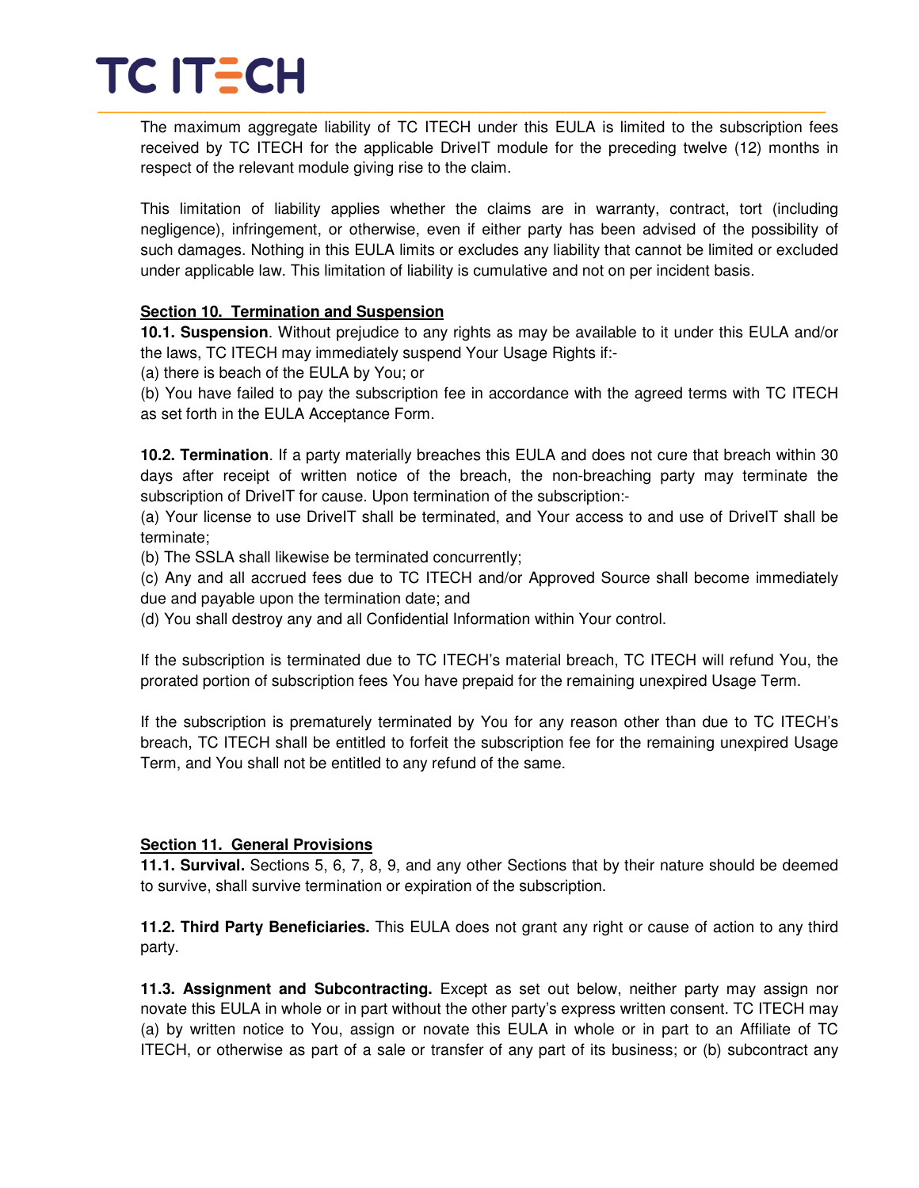The maximum aggregate liability of TC ITECH under this EULA is limited to the subscription fees received by TC ITECH for the applicable DriveIT module for the preceding twelve (12) months in respect of the relevant module giving rise to the claim.

This limitation of liability applies whether the claims are in warranty, contract, tort (including negligence), infringement, or otherwise, even if either party has been advised of the possibility of such damages. Nothing in this EULA limits or excludes any liability that cannot be limited or excluded under applicable law. This limitation of liability is cumulative and not on per incident basis.

**Section 10. Termination and Suspension**

**10.1. Suspension**. Without prejudice to any rights as may be available to it under this EULA and/or the laws, TC ITECH may immediately suspend Your Usage Rights if:-

(a) there is beach of the EULA by You; or

(b) You have failed to pay the subscription fee in accordance with the agreed terms with TC ITECH as set forth in the EULA Acceptance Form.

**10.2. Termination**. If a party materially breaches this EULA and does not cure that breach within 30 days after receipt of written notice of the breach, the non-breaching party may terminate the subscription of DriveIT for cause. Upon termination of the subscription:-

(a) Your license to use DriveIT shall be terminated, and Your access to and use of DriveIT shall be terminate;

(b) The SSLA shall likewise be terminated concurrently;

(c) Any and all accrued fees due to TC ITECH and/or Approved Source shall become immediately due and payable upon the termination date; and

(d) You shall destroy any and all Confidential Information within Your control.

If the subscription is terminated due to TC ITECH's material breach, TC ITECH will refund You, the prorated portion of subscription fees You have prepaid for the remaining unexpired Usage Term.

If the subscription is prematurely terminated by You for any reason other than due to TC ITECH's breach, TC ITECH shall be entitled to forfeit the subscription fee for the remaining unexpired Usage Term, and You shall not be entitled to any refund of the same.

**Section 11. General Provisions**

**11.1. Survival.** Sections 5, 6, 7, 8, 9, and any other Sections that by their nature should be deemed to survive, shall survive termination or expiration of the subscription.

**11.2. Third Party Beneficiaries.** This EULA does not grant any right or cause of action to any third party.

**11.3. Assignment and Subcontracting.** Except as set out below, neither party may assign nor novate this EULA in whole or in part without the other party's express written consent. TC ITECH may (a) by written notice to You, assign or novate this EULA in whole or in part to an Affiliate of TC ITECH, or otherwise as part of a sale or transfer of any part of its business; or (b) subcontract any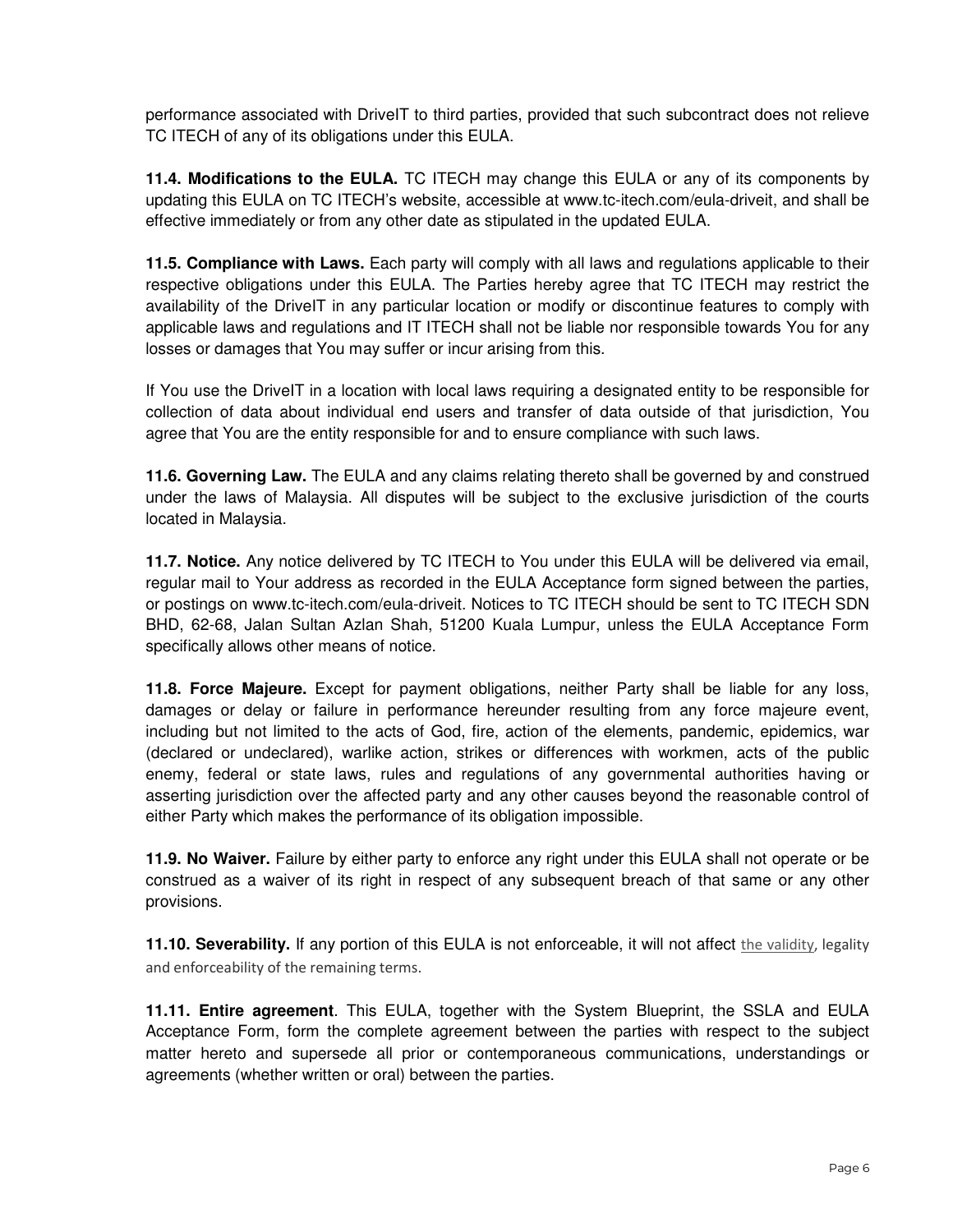performance associated with DriveIT to third parties, provided that such subcontract does not relieve TC ITECH of any of its obligations under this EULA.

**11.4. Modifications to the EULA.** TC ITECH may change this EULA or any of its components by updating this EULA on TC ITECH's website, accessible at www.tc-itech.com/eula-driveit, and shall be effective immediately or from any other date as stipulated in the updated EULA.

**11.5. Compliance with Laws.** Each party will comply with all laws and regulations applicable to their respective obligations under this EULA. The Parties hereby agree that TC ITECH may restrict the availability of the DriveIT in any particular location or modify or discontinue features to comply with applicable laws and regulations and IT ITECH shall not be liable nor responsible towards You for any losses or damages that You may suffer or incur arising from this.

If You use the DriveIT in a location with local laws requiring a designated entity to be responsible for collection of data about individual end users and transfer of data outside of that jurisdiction, You agree that You are the entity responsible for and to ensure compliance with such laws.

**11.6. Governing Law.** The EULA and any claims relating thereto shall be governed by and construed under the laws of Malaysia. All disputes will be subject to the exclusive jurisdiction of the courts located in Malaysia.

**11.7. Notice.** Any notice delivered by TC ITECH to You under this EULA will be delivered via email, regular mail to Your address as recorded in the EULA Acceptance form signed between the parties, or postings on www.tc-itech.com/eula-driveit. Notices to TC ITECH should be sent to TC ITECH SDN BHD, 62-68, Jalan Sultan Azlan Shah, 51200 Kuala Lumpur, unless the EULA Acceptance Form specifically allows other means of notice.

**11.8. Force Majeure.** Except for payment obligations, neither Party shall be liable for any loss, damages or delay or failure in performance hereunder resulting from any force majeure event, including but not limited to the acts of God, fire, action of the elements, pandemic, epidemics, war (declared or undeclared), warlike action, strikes or differences with workmen, acts of the public enemy, federal or state laws, rules and regulations of any governmental authorities having or asserting jurisdiction over the affected party and any other causes beyond the reasonable control of either Party which makes the performance of its obligation impossible.

**11.9. No Waiver.** Failure by either party to enforce any right under this EULA shall not operate or be construed as a waiver of its right in respect of any subsequent breach of that same or any other provisions.

**11.10. Severability.** If any portion of this EULA is not enforceable, it will not affect the validity, legality and enforceability of the remaining terms.

**11.11. Entire agreement**. This EULA, together with the System Blueprint, the SSLA and EULA Acceptance Form, form the complete agreement between the parties with respect to the subject matter hereto and supersede all prior or contemporaneous communications, understandings or agreements (whether written or oral) between the parties.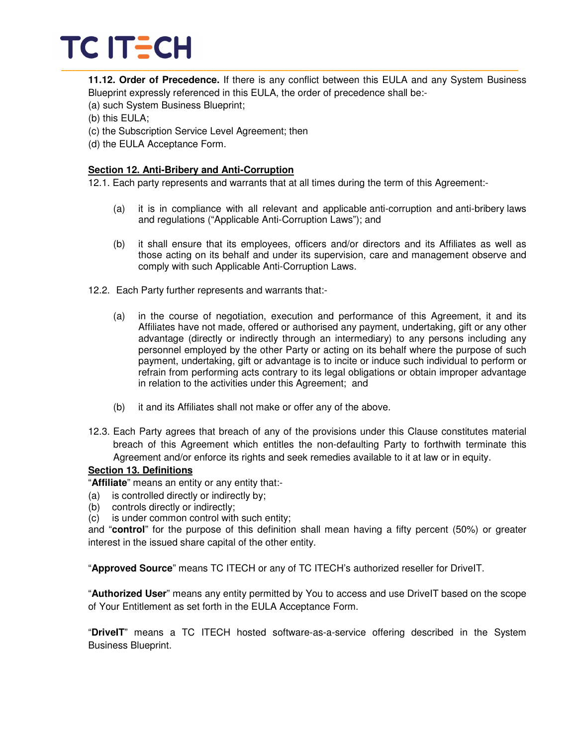**11.12. Order of Precedence.** If there is any conflict between this EULA and any System Business Blueprint expressly referenced in this EULA, the order of precedence shall be:-

(a) such System Business Blueprint;
(b) this EULA;
(c) the Subscription Service Level Agreement; then
(d) the EULA Acceptance Form.

**Section 12. Anti-Bribery and Anti-Corruption**

12.1. Each party represents and warrants that at all times during the term of this Agreement:-

(a) it is in compliance with all relevant and applicable anti-corruption and anti-bribery laws and regulations ("Applicable Anti-Corruption Laws"); and

(b) it shall ensure that its employees, officers and/or directors and its Affiliates as well as those acting on its behalf and under its supervision, care and management observe and comply with such Applicable Anti-Corruption Laws.

12.2. Each Party further represents and warrants that:-

(a) in the course of negotiation, execution and performance of this Agreement, it and its Affiliates have not made, offered or authorised any payment, undertaking, gift or any other advantage (directly or indirectly through an intermediary) to any persons including any personnel employed by the other Party or acting on its behalf where the purpose of such payment, undertaking, gift or advantage is to incite or induce such individual to perform or refrain from performing acts contrary to its legal obligations or obtain improper advantage in relation to the activities under this Agreement; and

(b) it and its Affiliates shall not make or offer any of the above.

12.3. Each Party agrees that breach of any of the provisions under this Clause constitutes material breach of this Agreement which entitles the non-defaulting Party to forthwith terminate this Agreement and/or enforce its rights and seek remedies available to it at law or in equity.

**Section 13. Definitions**

"**Affiliate**" means an entity or any entity that:-

(a) is controlled directly or indirectly by;
(b) controls directly or indirectly;
(c) is under common control with such entity;

and "**control**" for the purpose of this definition shall mean having a fifty percent (50%) or greater interest in the issued share capital of the other entity.

"**Approved Source**" means TC ITECH or any of TC ITECH's authorized reseller for DriveIT.

"**Authorized User**" means any entity permitted by You to access and use DriveIT based on the scope of Your Entitlement as set forth in the EULA Acceptance Form.

"**DriveIT**" means a TC ITECH hosted software-as-a-service offering described in the System Business Blueprint.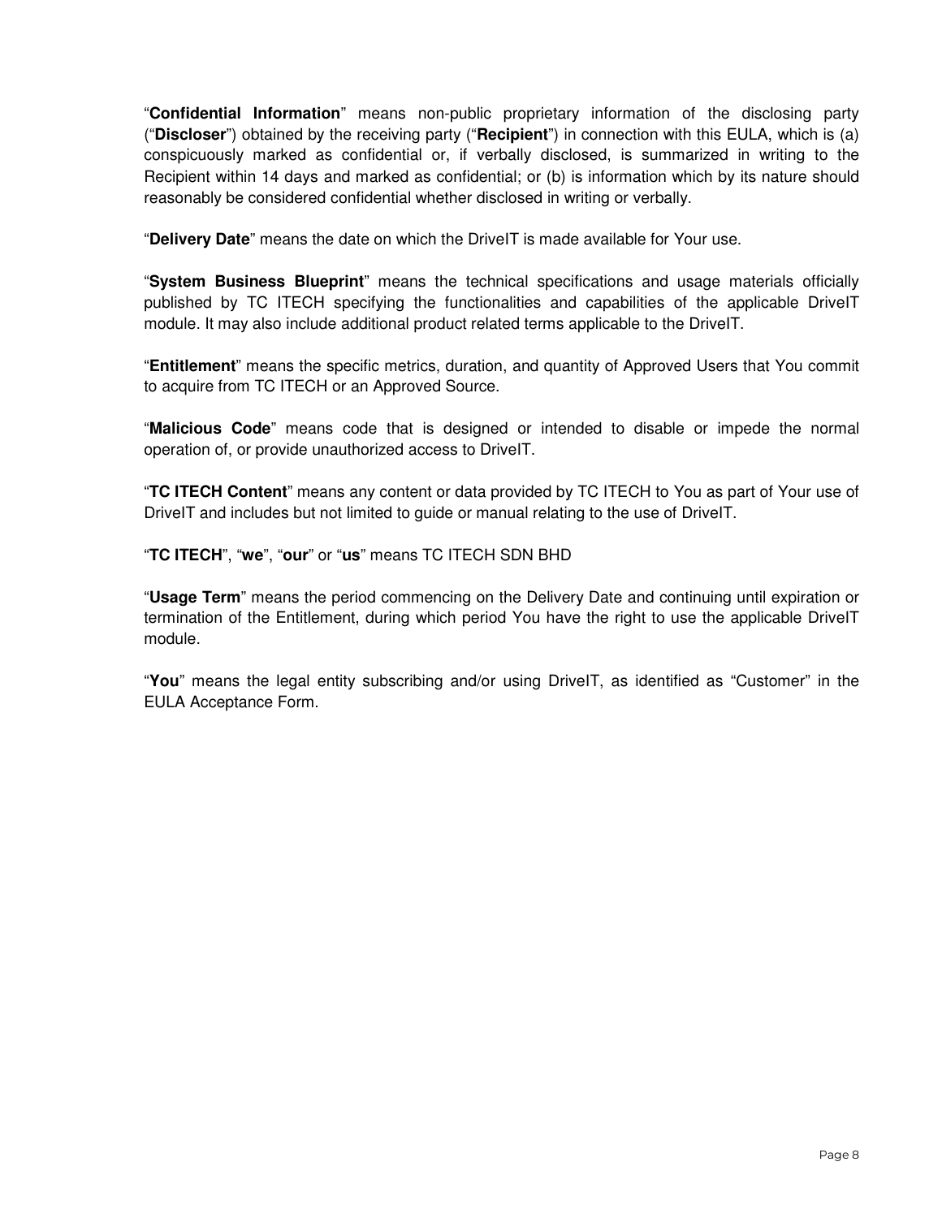"**Confidential Information**" means non-public proprietary information of the disclosing party ("**Discloser**") obtained by the receiving party ("**Recipient**") in connection with this EULA, which is (a) conspicuously marked as confidential or, if verbally disclosed, is summarized in writing to the Recipient within 14 days and marked as confidential; or (b) is information which by its nature should reasonably be considered confidential whether disclosed in writing or verbally.

"**Delivery Date**" means the date on which the DriveIT is made available for Your use.

"**System Business Blueprint**" means the technical specifications and usage materials officially published by TC ITECH specifying the functionalities and capabilities of the applicable DriveIT module. It may also include additional product related terms applicable to the DriveIT.

"**Entitlement**" means the specific metrics, duration, and quantity of Approved Users that You commit to acquire from TC ITECH or an Approved Source.

"**Malicious Code**" means code that is designed or intended to disable or impede the normal operation of, or provide unauthorized access to DriveIT.

"**TC ITECH Content**" means any content or data provided by TC ITECH to You as part of Your use of DriveIT and includes but not limited to guide or manual relating to the use of DriveIT.

"**TC ITECH**", "**we**", "**our**" or "**us**" means TC ITECH SDN BHD

"**Usage Term**" means the period commencing on the Delivery Date and continuing until expiration or termination of the Entitlement, during which period You have the right to use the applicable DriveIT module.

"**You**" means the legal entity subscribing and/or using DriveIT, as identified as "Customer" in the EULA Acceptance Form.